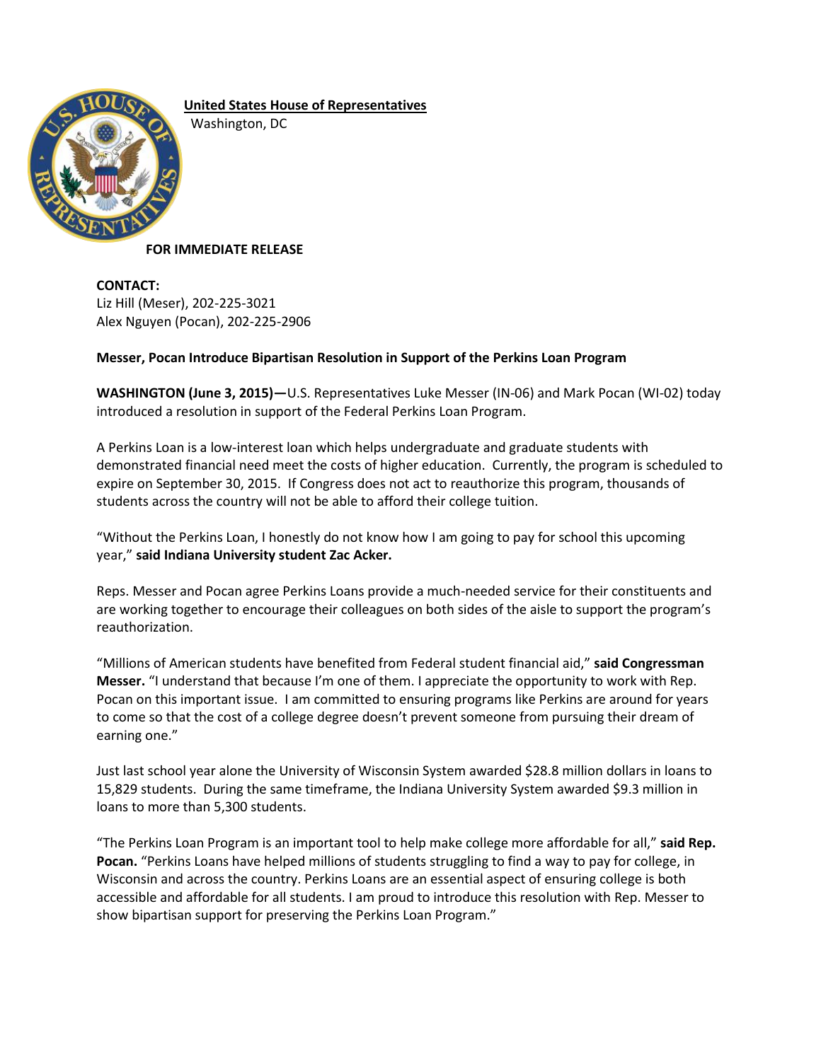**United States House of Representatives**

Washington, DC

**FOR IMMEDIATE RELEASE**

**CONTACT:**
Liz Hill (Meser), 202-225-3021
Alex Nguyen (Pocan), 202-225-2906

**Messer, Pocan Introduce Bipartisan Resolution in Support of the Perkins Loan Program**

**WASHINGTON (June 3, 2015)—**U.S. Representatives Luke Messer (IN-06) and Mark Pocan (WI-02) today introduced a resolution in support of the Federal Perkins Loan Program.

A Perkins Loan is a low-interest loan which helps undergraduate and graduate students with demonstrated financial need meet the costs of higher education. Currently, the program is scheduled to expire on September 30, 2015. If Congress does not act to reauthorize this program, thousands of students across the country will not be able to afford their college tuition.

"Without the Perkins Loan, I honestly do not know how I am going to pay for school this upcoming year," **said Indiana University student Zac Acker.**

Reps. Messer and Pocan agree Perkins Loans provide a much-needed service for their constituents and are working together to encourage their colleagues on both sides of the aisle to support the program's reauthorization.

"Millions of American students have benefited from Federal student financial aid," **said Congressman Messer.** "I understand that because I'm one of them. I appreciate the opportunity to work with Rep. Pocan on this important issue. I am committed to ensuring programs like Perkins are around for years to come so that the cost of a college degree doesn't prevent someone from pursuing their dream of earning one."

Just last school year alone the University of Wisconsin System awarded $28.8 million dollars in loans to 15,829 students. During the same timeframe, the Indiana University System awarded $9.3 million in loans to more than 5,300 students.

"The Perkins Loan Program is an important tool to help make college more affordable for all," **said Rep. Pocan.** "Perkins Loans have helped millions of students struggling to find a way to pay for college, in Wisconsin and across the country. Perkins Loans are an essential aspect of ensuring college is both accessible and affordable for all students. I am proud to introduce this resolution with Rep. Messer to show bipartisan support for preserving the Perkins Loan Program."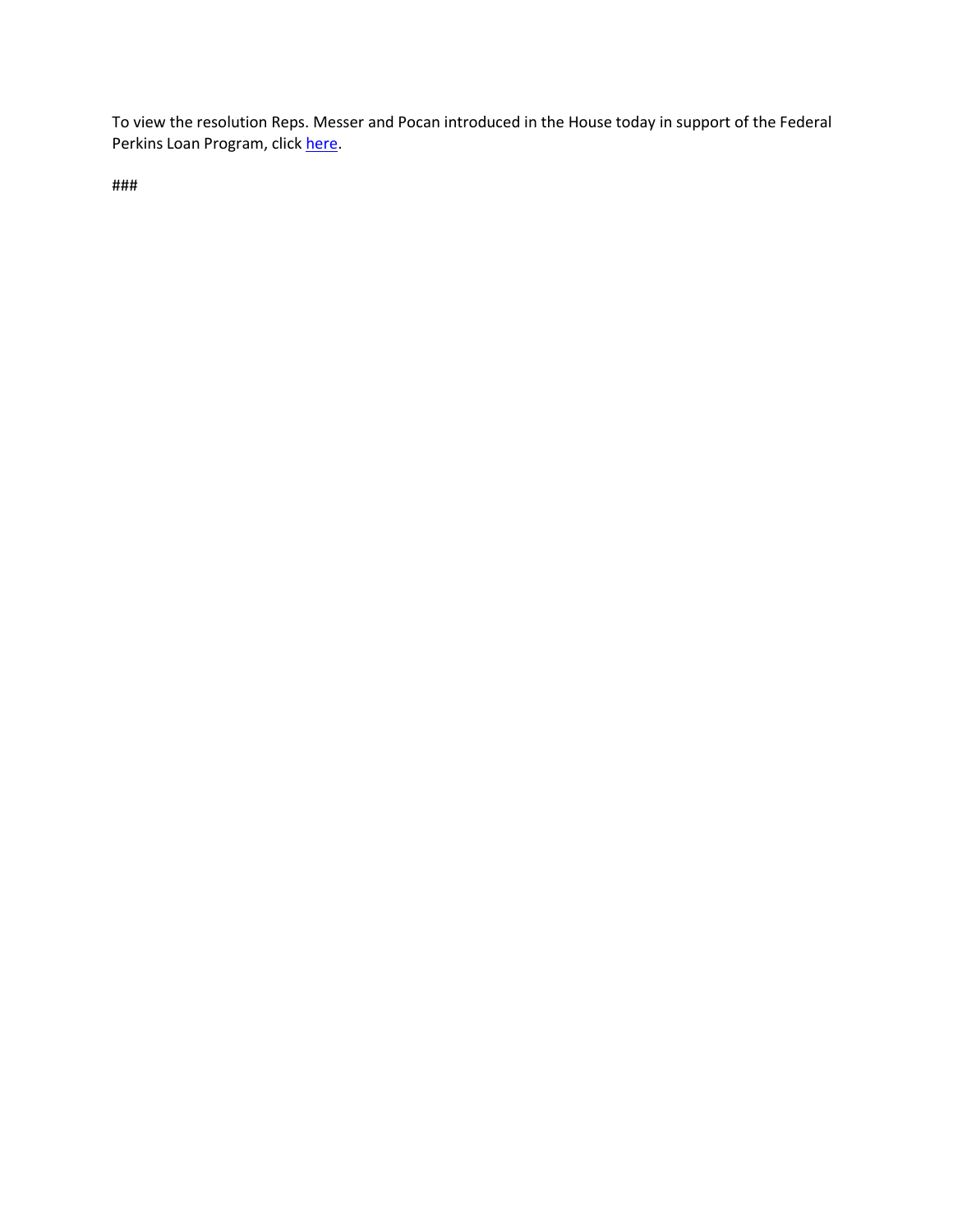To view the resolution Reps. Messer and Pocan introduced in the House today in support of the Federal Perkins Loan Program, click here.

###